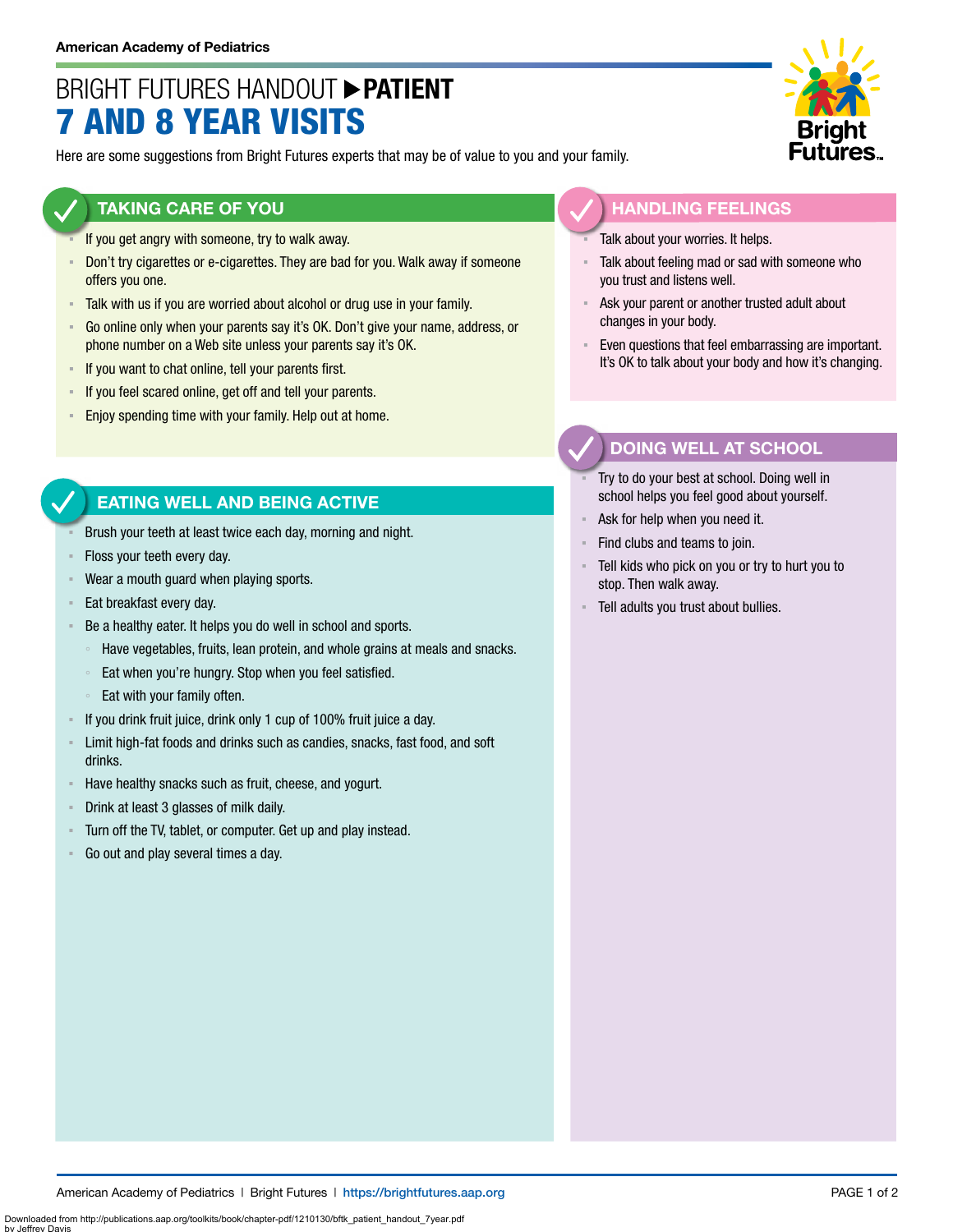American Academy of Pediatrics

# BRIGHT FUTURES HANDOUT ▶ PATIENT
# 7 AND 8 YEAR VISITS

Here are some suggestions from Bright Futures experts that may be of value to you and your family.

## TAKING CARE OF YOU

- If you get angry with someone, try to walk away.
- Don't try cigarettes or e-cigarettes. They are bad for you. Walk away if someone offers you one.
- Talk with us if you are worried about alcohol or drug use in your family.
- Go online only when your parents say it's OK. Don't give your name, address, or phone number on a Web site unless your parents say it's OK.
- If you want to chat online, tell your parents first.
- If you feel scared online, get off and tell your parents.
- Enjoy spending time with your family. Help out at home.

## EATING WELL AND BEING ACTIVE

- Brush your teeth at least twice each day, morning and night.
- Floss your teeth every day.
- Wear a mouth guard when playing sports.
- Eat breakfast every day.
- Be a healthy eater. It helps you do well in school and sports.
  - Have vegetables, fruits, lean protein, and whole grains at meals and snacks.
  - Eat when you're hungry. Stop when you feel satisfied.
  - Eat with your family often.
- If you drink fruit juice, drink only 1 cup of 100% fruit juice a day.
- Limit high-fat foods and drinks such as candies, snacks, fast food, and soft drinks.
- Have healthy snacks such as fruit, cheese, and yogurt.
- Drink at least 3 glasses of milk daily.
- Turn off the TV, tablet, or computer. Get up and play instead.
- Go out and play several times a day.

## HANDLING FEELINGS

- Talk about your worries. It helps.
- Talk about feeling mad or sad with someone who you trust and listens well.
- Ask your parent or another trusted adult about changes in your body.
- Even questions that feel embarrassing are important. It's OK to talk about your body and how it's changing.

## DOING WELL AT SCHOOL

- Try to do your best at school. Doing well in school helps you feel good about yourself.
- Ask for help when you need it.
- Find clubs and teams to join.
- Tell kids who pick on you or try to hurt you to stop. Then walk away.
- Tell adults you trust about bullies.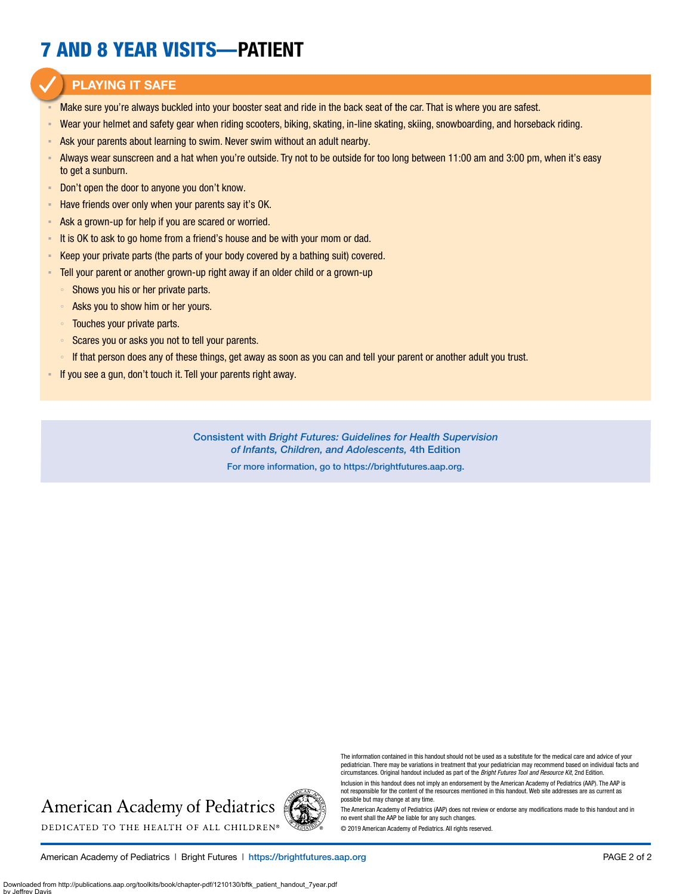# 7 AND 8 YEAR VISITS—PATIENT

## PLAYING IT SAFE

- Make sure you're always buckled into your booster seat and ride in the back seat of the car. That is where you are safest.
- Wear your helmet and safety gear when riding scooters, biking, skating, in-line skating, skiing, snowboarding, and horseback riding.
- Ask your parents about learning to swim. Never swim without an adult nearby.
- Always wear sunscreen and a hat when you're outside. Try not to be outside for too long between 11:00 am and 3:00 pm, when it's easy to get a sunburn.
- Don't open the door to anyone you don't know.
- Have friends over only when your parents say it's OK.
- Ask a grown-up for help if you are scared or worried.
- It is OK to ask to go home from a friend's house and be with your mom or dad.
- Keep your private parts (the parts of your body covered by a bathing suit) covered.
- Tell your parent or another grown-up right away if an older child or a grown-up
  - Shows you his or her private parts.
  - Asks you to show him or her yours.
  - Touches your private parts.
  - Scares you or asks you not to tell your parents.
  - If that person does any of these things, get away as soon as you can and tell your parent or another adult you trust.
- If you see a gun, don't touch it. Tell your parents right away.

Consistent with *Bright Futures: Guidelines for Health Supervision of Infants, Children, and Adolescents,* 4th Edition

For more information, go to https://brightfutures.aap.org.

American Academy of Pediatrics

DEDICATED TO THE HEALTH OF ALL CHILDREN®

The information contained in this handout should not be used as a substitute for the medical care and advice of your pediatrician. There may be variations in treatment that your pediatrician may recommend based on individual facts and circumstances. Original handout included as part of the *Bright Futures Tool and Resource Kit,* 2nd Edition.

Inclusion in this handout does not imply an endorsement by the American Academy of Pediatrics (AAP). The AAP is not responsible for the content of the resources mentioned in this handout. Web site addresses are as current as possible but may change at any time.

The American Academy of Pediatrics (AAP) does not review or endorse any modifications made to this handout and in no event shall the AAP be liable for any such changes.

© 2019 American Academy of Pediatrics. All rights reserved.